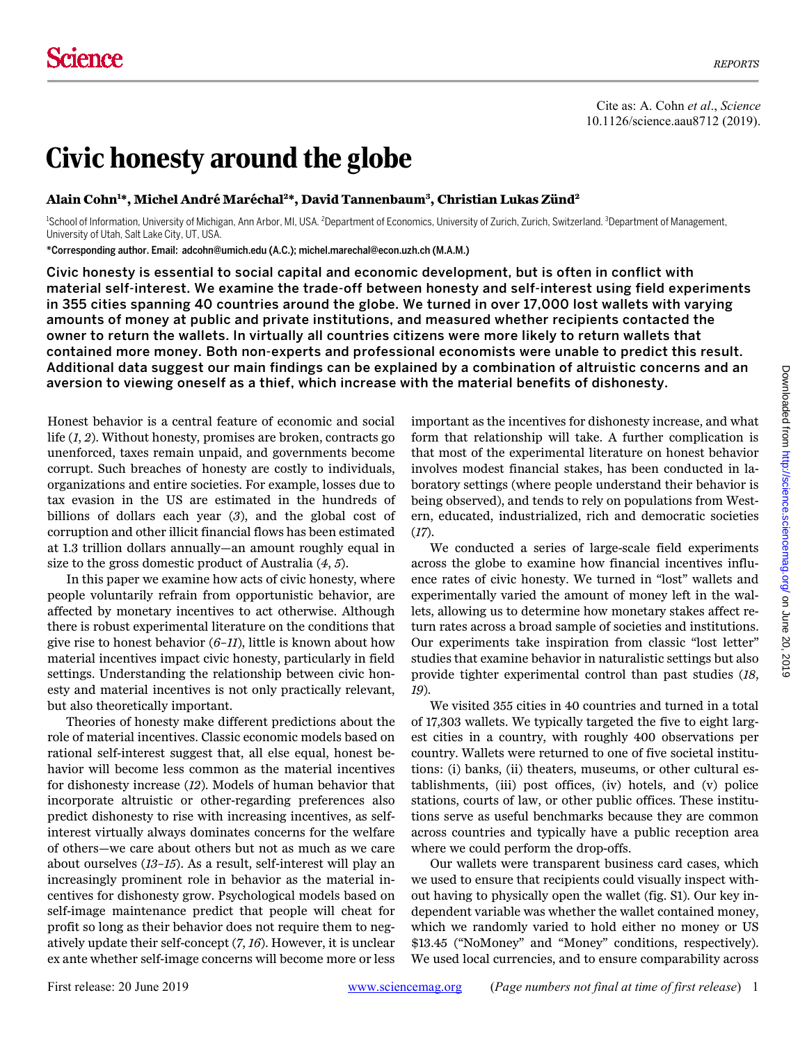Cite as: A. Cohn *et al*., *Science* 10.1126/science.aau8712 (2019).

# Civic honesty around the globe

**Alain Cohn[1]*, Michel André Maréchal[2]*, David Tannenbaum[3], Christian Lukas Zünd[2]**

[1]School of Information, University of Michigan, Ann Arbor, MI, USA. [2]Department of Economics, University of Zurich, Zurich, Switzerland. [3]Department of Management, University of Utah, Salt Lake City, UT, USA.

*Corresponding author. Email: adcohn@umich.edu (A.C.); michel.marechal@econ.uzh.ch (M.A.M.)

**Civic honesty is essential to social capital and economic development, but is often in conflict with material self-interest. We examine the trade-off between honesty and self-interest using field experiments in 355 cities spanning 40 countries around the globe. We turned in over 17,000 lost wallets with varying amounts of money at public and private institutions, and measured whether recipients contacted the owner to return the wallets. In virtually all countries citizens were more likely to return wallets that contained more money. Both non-experts and professional economists were unable to predict this result. Additional data suggest our main findings can be explained by a combination of altruistic concerns and an aversion to viewing oneself as a thief, which increase with the material benefits of dishonesty.**

Honest behavior is a central feature of economic and social life (*1*, *2*). Without honesty, promises are broken, contracts go unenforced, taxes remain unpaid, and governments become corrupt. Such breaches of honesty are costly to individuals, organizations and entire societies. For example, losses due to tax evasion in the US are estimated in the hundreds of billions of dollars each year (*3*), and the global cost of corruption and other illicit financial flows has been estimated at 1.3 trillion dollars annually—an amount roughly equal in size to the gross domestic product of Australia (*4*, *5*).

In this paper we examine how acts of civic honesty, where people voluntarily refrain from opportunistic behavior, are affected by monetary incentives to act otherwise. Although there is robust experimental literature on the conditions that give rise to honest behavior (*6*–*11*), little is known about how material incentives impact civic honesty, particularly in field settings. Understanding the relationship between civic honesty and material incentives is not only practically relevant, but also theoretically important.

Theories of honesty make different predictions about the role of material incentives. Classic economic models based on rational self-interest suggest that, all else equal, honest behavior will become less common as the material incentives for dishonesty increase (*12*). Models of human behavior that incorporate altruistic or other-regarding preferences also predict dishonesty to rise with increasing incentives, as self-interest virtually always dominates concerns for the welfare of others—we care about others but not as much as we care about ourselves (*13*–*15*). As a result, self-interest will play an increasingly prominent role in behavior as the material incentives for dishonesty grow. Psychological models based on self-image maintenance predict that people will cheat for profit so long as their behavior does not require them to negatively update their self-concept (*7*, *16*). However, it is unclear ex ante whether self-image concerns will become more or less important as the incentives for dishonesty increase, and what form that relationship will take. A further complication is that most of the experimental literature on honest behavior involves modest financial stakes, has been conducted in laboratory settings (where people understand their behavior is being observed), and tends to rely on populations from Western, educated, industrialized, rich and democratic societies (*17*).

We conducted a series of large-scale field experiments across the globe to examine how financial incentives influence rates of civic honesty. We turned in "lost" wallets and experimentally varied the amount of money left in the wallets, allowing us to determine how monetary stakes affect return rates across a broad sample of societies and institutions. Our experiments take inspiration from classic "lost letter" studies that examine behavior in naturalistic settings but also provide tighter experimental control than past studies (*18*, *19*).

We visited 355 cities in 40 countries and turned in a total of 17,303 wallets. We typically targeted the five to eight largest cities in a country, with roughly 400 observations per country. Wallets were returned to one of five societal institutions: (i) banks, (ii) theaters, museums, or other cultural establishments, (iii) post offices, (iv) hotels, and (v) police stations, courts of law, or other public offices. These institutions serve as useful benchmarks because they are common across countries and typically have a public reception area where we could perform the drop-offs.

Our wallets were transparent business card cases, which we used to ensure that recipients could visually inspect without having to physically open the wallet (fig. S1). Our key independent variable was whether the wallet contained money, which we randomly varied to hold either no money or US $13.45 ("NoMoney" and "Money" conditions, respectively). We used local currencies, and to ensure comparability across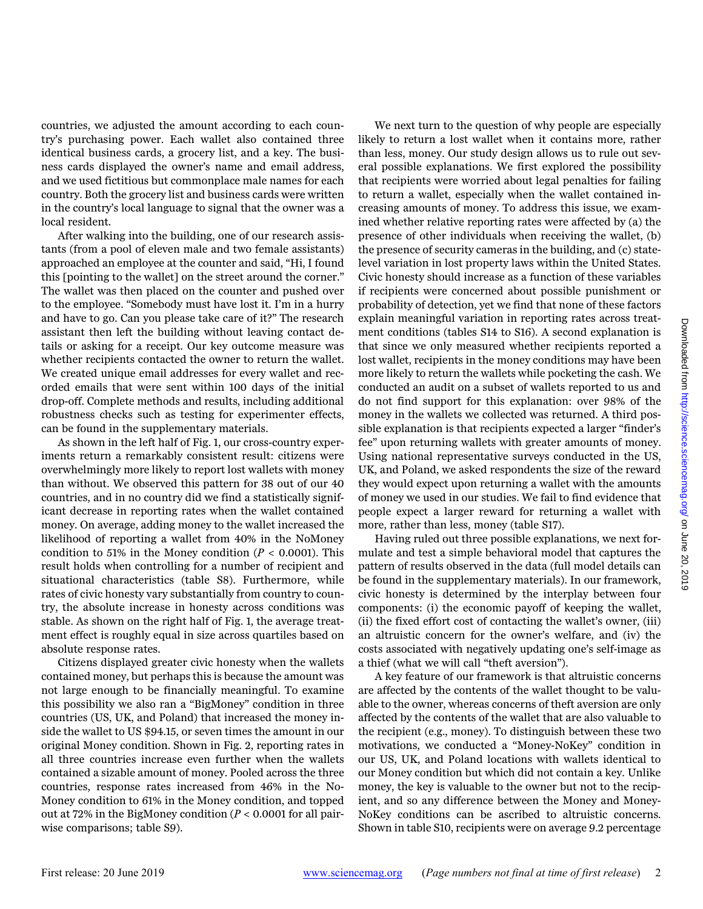countries, we adjusted the amount according to each country's purchasing power. Each wallet also contained three identical business cards, a grocery list, and a key. The business cards displayed the owner's name and email address, and we used fictitious but commonplace male names for each country. Both the grocery list and business cards were written in the country's local language to signal that the owner was a local resident.

After walking into the building, one of our research assistants (from a pool of eleven male and two female assistants) approached an employee at the counter and said, "Hi, I found this [pointing to the wallet] on the street around the corner." The wallet was then placed on the counter and pushed over to the employee. "Somebody must have lost it. I'm in a hurry and have to go. Can you please take care of it?" The research assistant then left the building without leaving contact details or asking for a receipt. Our key outcome measure was whether recipients contacted the owner to return the wallet. We created unique email addresses for every wallet and recorded emails that were sent within 100 days of the initial drop-off. Complete methods and results, including additional robustness checks such as testing for experimenter effects, can be found in the supplementary materials.

As shown in the left half of Fig. 1, our cross-country experiments return a remarkably consistent result: citizens were overwhelmingly more likely to report lost wallets with money than without. We observed this pattern for 38 out of our 40 countries, and in no country did we find a statistically significant decrease in reporting rates when the wallet contained money. On average, adding money to the wallet increased the likelihood of reporting a wallet from 40% in the NoMoney condition to 51% in the Money condition ($P < 0.0001$). This result holds when controlling for a number of recipient and situational characteristics (table S8). Furthermore, while rates of civic honesty vary substantially from country to country, the absolute increase in honesty across conditions was stable. As shown on the right half of Fig. 1, the average treatment effect is roughly equal in size across quartiles based on absolute response rates.

Citizens displayed greater civic honesty when the wallets contained money, but perhaps this is because the amount was not large enough to be financially meaningful. To examine this possibility we also ran a "BigMoney" condition in three countries (US, UK, and Poland) that increased the money inside the wallet to US $94.15, or seven times the amount in our original Money condition. Shown in Fig. 2, reporting rates in all three countries increase even further when the wallets contained a sizable amount of money. Pooled across the three countries, response rates increased from 46% in the NoMoney condition to 61% in the Money condition, and topped out at 72% in the BigMoney condition ($P < 0.0001$ for all pairwise comparisons; table S9).

We next turn to the question of why people are especially likely to return a lost wallet when it contains more, rather than less, money. Our study design allows us to rule out several possible explanations. We first explored the possibility that recipients were worried about legal penalties for failing to return a wallet, especially when the wallet contained increasing amounts of money. To address this issue, we examined whether relative reporting rates were affected by (a) the presence of other individuals when receiving the wallet, (b) the presence of security cameras in the building, and (c) state-level variation in lost property laws within the United States. Civic honesty should increase as a function of these variables if recipients were concerned about possible punishment or probability of detection, yet we find that none of these factors explain meaningful variation in reporting rates across treatment conditions (tables S14 to S16). A second explanation is that since we only measured whether recipients reported a lost wallet, recipients in the money conditions may have been more likely to return the wallets while pocketing the cash. We conducted an audit on a subset of wallets reported to us and do not find support for this explanation: over 98% of the money in the wallets we collected was returned. A third possible explanation is that recipients expected a larger "finder's fee" upon returning wallets with greater amounts of money. Using national representative surveys conducted in the US, UK, and Poland, we asked respondents the size of the reward they would expect upon returning a wallet with the amounts of money we used in our studies. We fail to find evidence that people expect a larger reward for returning a wallet with more, rather than less, money (table S17).

Having ruled out three possible explanations, we next formulate and test a simple behavioral model that captures the pattern of results observed in the data (full model details can be found in the supplementary materials). In our framework, civic honesty is determined by the interplay between four components: (i) the economic payoff of keeping the wallet, (ii) the fixed effort cost of contacting the wallet's owner, (iii) an altruistic concern for the owner's welfare, and (iv) the costs associated with negatively updating one's self-image as a thief (what we will call "theft aversion").

A key feature of our framework is that altruistic concerns are affected by the contents of the wallet thought to be valuable to the owner, whereas concerns of theft aversion are only affected by the contents of the wallet that are also valuable to the recipient (e.g., money). To distinguish between these two motivations, we conducted a "Money-NoKey" condition in our US, UK, and Poland locations with wallets identical to our Money condition but which did not contain a key. Unlike money, the key is valuable to the owner but not to the recipient, and so any difference between the Money and Money-NoKey conditions can be ascribed to altruistic concerns. Shown in table S10, recipients were on average 9.2 percentage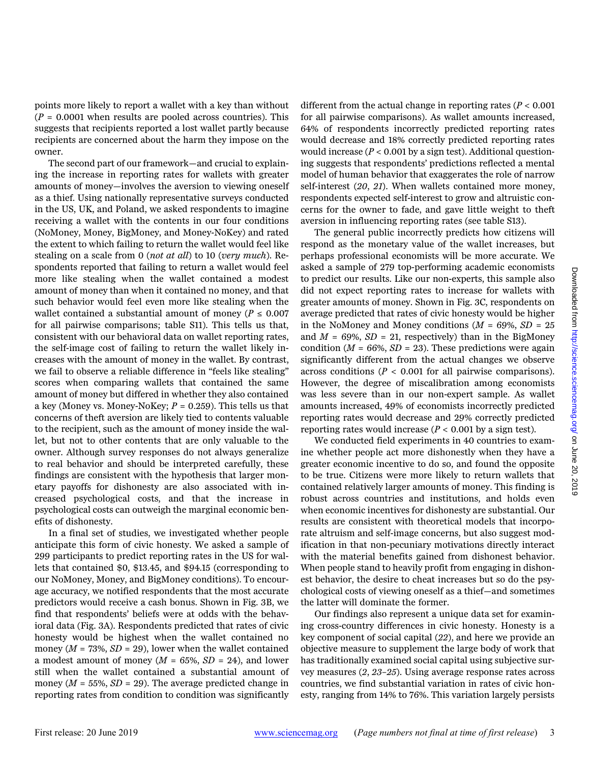points more likely to report a wallet with a key than without ($P = 0.0001$ when results are pooled across countries). This suggests that recipients reported a lost wallet partly because recipients are concerned about the harm they impose on the owner.

The second part of our framework—and crucial to explaining the increase in reporting rates for wallets with greater amounts of money—involves the aversion to viewing oneself as a thief. Using nationally representative surveys conducted in the US, UK, and Poland, we asked respondents to imagine receiving a wallet with the contents in our four conditions (NoMoney, Money, BigMoney, and Money-NoKey) and rated the extent to which failing to return the wallet would feel like stealing on a scale from 0 (*not at all*) to 10 (*very much*). Respondents reported that failing to return a wallet would feel more like stealing when the wallet contained a modest amount of money than when it contained no money, and that such behavior would feel even more like stealing when the wallet contained a substantial amount of money ($P \leq 0.007$ for all pairwise comparisons; table S11). This tells us that, consistent with our behavioral data on wallet reporting rates, the self-image cost of failing to return the wallet likely increases with the amount of money in the wallet. By contrast, we fail to observe a reliable difference in "feels like stealing" scores when comparing wallets that contained the same amount of money but differed in whether they also contained a key (Money vs. Money-NoKey; $P = 0.259$). This tells us that concerns of theft aversion are likely tied to contents valuable to the recipient, such as the amount of money inside the wallet, but not to other contents that are only valuable to the owner. Although survey responses do not always generalize to real behavior and should be interpreted carefully, these findings are consistent with the hypothesis that larger monetary payoffs for dishonesty are also associated with increased psychological costs, and that the increase in psychological costs can outweigh the marginal economic benefits of dishonesty.

In a final set of studies, we investigated whether people anticipate this form of civic honesty. We asked a sample of 299 participants to predict reporting rates in the US for wallets that contained \$0, \$13.45, and \$94.15 (corresponding to our NoMoney, Money, and BigMoney conditions). To encourage accuracy, we notified respondents that the most accurate predictors would receive a cash bonus. Shown in Fig. 3B, we find that respondents' beliefs were at odds with the behavioral data (Fig. 3A). Respondents predicted that rates of civic honesty would be highest when the wallet contained no money ($M = 73\%$, $SD = 29$), lower when the wallet contained a modest amount of money ($M = 65\%$, $SD = 24$), and lower still when the wallet contained a substantial amount of money ($M = 55\%$, $SD = 29$). The average predicted change in reporting rates from condition to condition was significantly different from the actual change in reporting rates ($P < 0.001$ for all pairwise comparisons). As wallet amounts increased, 64% of respondents incorrectly predicted reporting rates would decrease and 18% correctly predicted reporting rates would increase ($P < 0.001$ by a sign test). Additional questioning suggests that respondents' predictions reflected a mental model of human behavior that exaggerates the role of narrow self-interest (*20*, *21*). When wallets contained more money, respondents expected self-interest to grow and altruistic concerns for the owner to fade, and gave little weight to theft aversion in influencing reporting rates (see table S13).

The general public incorrectly predicts how citizens will respond as the monetary value of the wallet increases, but perhaps professional economists will be more accurate. We asked a sample of 279 top-performing academic economists to predict our results. Like our non-experts, this sample also did not expect reporting rates to increase for wallets with greater amounts of money. Shown in Fig. 3C, respondents on average predicted that rates of civic honesty would be higher in the NoMoney and Money conditions ($M = 69\%$, $SD = 25$ and $M = 69\%$, $SD = 21$, respectively) than in the BigMoney condition ($M = 66\%$, $SD = 23$). These predictions were again significantly different from the actual changes we observe across conditions ($P < 0.001$ for all pairwise comparisons). However, the degree of miscalibration among economists was less severe than in our non-expert sample. As wallet amounts increased, 49% of economists incorrectly predicted reporting rates would decrease and 29% correctly predicted reporting rates would increase ($P < 0.001$ by a sign test).

We conducted field experiments in 40 countries to examine whether people act more dishonestly when they have a greater economic incentive to do so, and found the opposite to be true. Citizens were more likely to return wallets that contained relatively larger amounts of money. This finding is robust across countries and institutions, and holds even when economic incentives for dishonesty are substantial. Our results are consistent with theoretical models that incorporate altruism and self-image concerns, but also suggest modification in that non-pecuniary motivations directly interact with the material benefits gained from dishonest behavior. When people stand to heavily profit from engaging in dishonest behavior, the desire to cheat increases but so do the psychological costs of viewing oneself as a thief—and sometimes the latter will dominate the former.

Our findings also represent a unique data set for examining cross-country differences in civic honesty. Honesty is a key component of social capital (*22*), and here we provide an objective measure to supplement the large body of work that has traditionally examined social capital using subjective survey measures (*2*, *23*–*25*). Using average response rates across countries, we find substantial variation in rates of civic honesty, ranging from 14% to 76%. This variation largely persists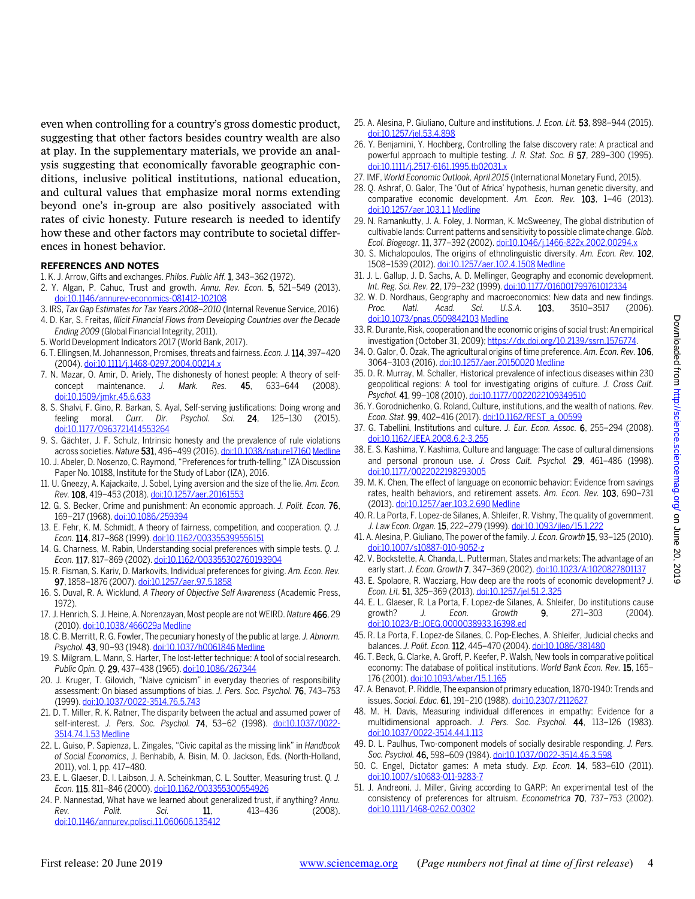even when controlling for a country's gross domestic product, suggesting that other factors besides country wealth are also at play. In the supplementary materials, we provide an analysis suggesting that economically favorable geographic conditions, inclusive political institutions, national education, and cultural values that emphasize moral norms extending beyond one's in-group are also positively associated with rates of civic honesty. Future research is needed to identify how these and other factors may contribute to societal differences in honest behavior.

## REFERENCES AND NOTES

1. K. J. Arrow, Gifts and exchanges. *Philos. Public Aff.* **1**, 343–362 (1972).
2. Y. Algan, P. Cahuc, Trust and growth. *Annu. Rev. Econ.* **5**, 521–549 (2013). doi:10.1146/annurev-economics-081412-102108
3. IRS, *Tax Gap Estimates for Tax Years 2008–2010* (Internal Revenue Service, 2016)
4. D. Kar, S. Freitas, *Illicit Financial Flows from Developing Countries over the Decade Ending 2009* (Global Financial Integrity, 2011).
5. World Development Indicators 2017 (World Bank, 2017).
6. T. Ellingsen, M. Johannesson, Promises, threats and fairness. *Econ. J.* **114**, 397–420 (2004). doi:10.1111/j.1468-0297.2004.00214.x
7. N. Mazar, O. Amir, D. Ariely, The dishonesty of honest people: A theory of self-concept maintenance. *J. Mark. Res.* **45**, 633–644 (2008). doi:10.1509/jmkr.45.6.633
8. S. Shalvi, F. Gino, R. Barkan, S. Ayal, Self-serving justifications: Doing wrong and feeling moral. *Curr. Dir. Psychol. Sci.* **24**, 125–130 (2015). doi:10.1177/0963721414553264
9. S. Gächter, J. F. Schulz, Intrinsic honesty and the prevalence of rule violations across societies. *Nature* **531**, 496–499 (2016). doi:10.1038/nature17160 Medline
10. J. Abeler, D. Nosenzo, C. Raymond, "Preferences for truth-telling," IZA Discussion Paper No. 10188, Institute for the Study of Labor (IZA), 2016.
11. U. Gneezy, A. Kajackaite, J. Sobel, Lying aversion and the size of the lie. *Am. Econ. Rev.* **108**, 419–453 (2018). doi:10.1257/aer.20161553
12. G. S. Becker, Crime and punishment: An economic approach. *J. Polit. Econ.* **76**, 169–217 (1968). doi:10.1086/259394
13. E. Fehr, K. M. Schmidt, A theory of fairness, competition, and cooperation. *Q. J. Econ.* **114**, 817–868 (1999). doi:10.1162/003355399556151
14. G. Charness, M. Rabin, Understanding social preferences with simple tests. *Q. J. Econ.* **117**, 817–869 (2002). doi:10.1162/003355302760193904
15. R. Fisman, S. Kariv, D. Markovits, Individual preferences for giving. *Am. Econ. Rev.* **97**, 1858–1876 (2007). doi:10.1257/aer.97.5.1858
16. S. Duval, R. A. Wicklund, *A Theory of Objective Self Awareness* (Academic Press, 1972).
17. J. Henrich, S. J. Heine, A. Norenzayan, Most people are not WEIRD. *Nature* **466**, 29 (2010). doi:10.1038/466029a Medline
18. C. B. Merritt, R. G. Fowler, The pecuniary honesty of the public at large. *J. Abnorm. Psychol.* **43**, 90–93 (1948). doi:10.1037/h0061846 Medline
19. S. Milgram, L. Mann, S. Harter, The lost-letter technique: A tool of social research. *Public Opin. Q.* **29**, 437–438 (1965). doi:10.1086/267344
20. J. Kruger, T. Gilovich, "Naive cynicism" in everyday theories of responsibility assessment: On biased assumptions of bias. *J. Pers. Soc. Psychol.* **76**, 743–753 (1999). doi:10.1037/0022-3514.76.5.743
21. D. T. Miller, R. K. Ratner, The disparity between the actual and assumed power of self-interest. *J. Pers. Soc. Psychol.* **74**, 53–62 (1998). doi:10.1037/0022-3514.74.1.53 Medline
22. L. Guiso, P. Sapienza, L. Zingales, "Civic capital as the missing link" in *Handbook of Social Economics*, J. Benhabib, A. Bisin, M. O. Jackson, Eds. (North-Holland, 2011), vol. 1, pp. 417–480.
23. E. L. Glaeser, D. I. Laibson, J. A. Scheinkman, C. L. Soutter, Measuring trust. *Q. J. Econ.* **115**, 811–846 (2000). doi:10.1162/003355300554926
24. P. Nannestad, What have we learned about generalized trust, if anything? *Annu. Rev. Polit. Sci.* **11**, 413–436 (2008). doi:10.1146/annurev.polisci.11.060606.135412
25. A. Alesina, P. Giuliano, Culture and institutions. *J. Econ. Lit.* **53**, 898–944 (2015). doi:10.1257/jel.53.4.898
26. Y. Benjamini, Y. Hochberg, Controlling the false discovery rate: A practical and powerful approach to multiple testing. *J. R. Stat. Soc. B* **57**, 289–300 (1995). doi:10.1111/j.2517-6161.1995.tb02031.x
27. IMF, *World Economic Outlook, April 2015* (International Monetary Fund, 2015).
28. Q. Ashraf, O. Galor, The 'Out of Africa' hypothesis, human genetic diversity, and comparative economic development. *Am. Econ. Rev.* **103**, 1–46 (2013). doi:10.1257/aer.103.1.1 Medline
29. N. Ramankutty, J. A. Foley, J. Norman, K. McSweeney, The global distribution of cultivable lands: Current patterns and sensitivity to possible climate change. *Glob. Ecol. Biogeogr.* **11**, 377–392 (2002). doi:10.1046/j.1466-822x.2002.00294.x
30. S. Michalopoulos, The origins of ethnolinguistic diversity. *Am. Econ. Rev.* **102**, 1508–1539 (2012). doi:10.1257/aer.102.4.1508 Medline
31. J. L. Gallup, J. D. Sachs, A. D. Mellinger, Geography and economic development. *Int. Reg. Sci. Rev.* **22**, 179–232 (1999). doi:10.1177/016001799761012334
32. W. D. Nordhaus, Geography and macroeconomics: New data and new findings. *Proc. Natl. Acad. Sci. U.S.A.* **103**, 3510–3517 (2006). doi:10.1073/pnas.0509842103 Medline
33. R. Durante, Risk, cooperation and the economic origins of social trust: An empirical investigation (October 31, 2009); https://dx.doi.org/10.2139/ssrn.1576774.
34. O. Galor, Ö. Özak, The agricultural origins of time preference. *Am. Econ. Rev.* **106**, 3064–3103 (2016). doi:10.1257/aer.20150020 Medline
35. D. R. Murray, M. Schaller, Historical prevalence of infectious diseases within 230 geopolitical regions: A tool for investigating origins of culture. *J. Cross Cult. Psychol.* **41**, 99–108 (2010). doi:10.1177/0022022109349510
36. Y. Gorodnichenko, G. Roland, Culture, institutions, and the wealth of nations. *Rev. Econ. Stat.* **99**, 402–416 (2017). doi:10.1162/REST_a_00599
37. G. Tabellini, Institutions and culture. *J. Eur. Econ. Assoc.* **6**, 255–294 (2008). doi:10.1162/JEEA.2008.6.2-3.255
38. E. S. Kashima, Y. Kashima, Culture and language: The case of cultural dimensions and personal pronoun use. *J. Cross Cult. Psychol.* **29**, 461–486 (1998). doi:10.1177/0022022198293005
39. M. K. Chen, The effect of language on economic behavior: Evidence from savings rates, health behaviors, and retirement assets. *Am. Econ. Rev.* **103**, 690–731 (2013). doi:10.1257/aer.103.2.690 Medline
40. R. La Porta, F. Lopez-de Silanes, A. Shleifer, R. Vishny, The quality of government. *J. Law Econ. Organ.* **15**, 222–279 (1999). doi:10.1093/jleo/15.1.222
41. A. Alesina, P. Giuliano, The power of the family. *J. Econ. Growth* **15**, 93–125 (2010). doi:10.1007/s10887-010-9052-z
42. V. Bockstette, A. Chanda, L. Putterman, States and markets: The advantage of an early start. *J. Econ. Growth* **7**, 347–369 (2002). doi:10.1023/A:1020827801137
43. E. Spolaore, R. Wacziarg, How deep are the roots of economic development? *J. Econ. Lit.* **51**, 325–369 (2013). doi:10.1257/jel.51.2.325
44. E. L. Glaeser, R. La Porta, F. Lopez-de-Silanes, A. Shleifer, Do institutions cause growth? *J. Econ. Growth* **9**, 271–303 (2004). doi:10.1023/B:JOEG.0000038933.16398.ed
45. R. La Porta, F. Lopez-de Silanes, C. Pop-Eleches, A. Shleifer, Judicial checks and balances. *J. Polit. Econ.* **112**, 445–470 (2004). doi:10.1086/381480
46. T. Beck, G. Clarke, A. Groff, P. Keefer, P. Walsh, New tools in comparative political economy: The database of political institutions. *World Bank Econ. Rev.* **15**, 165–176 (2001). doi:10.1093/wber/15.1.165
47. A. Benavot, P. Riddle, The expansion of primary education, 1870-1940: Trends and issues. *Sociol. Educ.* **61**, 191–210 (1988). doi:10.2307/2112627
48. M. H. Davis, Measuring individual differences in empathy: Evidence for a multidimensional approach. *J. Pers. Soc. Psychol.* **44**, 113–126 (1983). doi:10.1037/0022-3514.44.1.113
49. D. L. Paulhus, Two-component models of socially desirable responding. *J. Pers. Soc. Psychol.* **46,** 598–609 (1984). doi:10.1037/0022-3514.46.3.598
50. C. Engel, Dictator games: A meta study. *Exp. Econ.* **14**, 583–610 (2011). doi:10.1007/s10683-011-9283-7
51. J. Andreoni, J. Miller, Giving according to GARP: An experimental test of the consistency of preferences for altruism. *Econometrica* **70**, 737–753 (2002). doi:10.1111/1468-0262.00302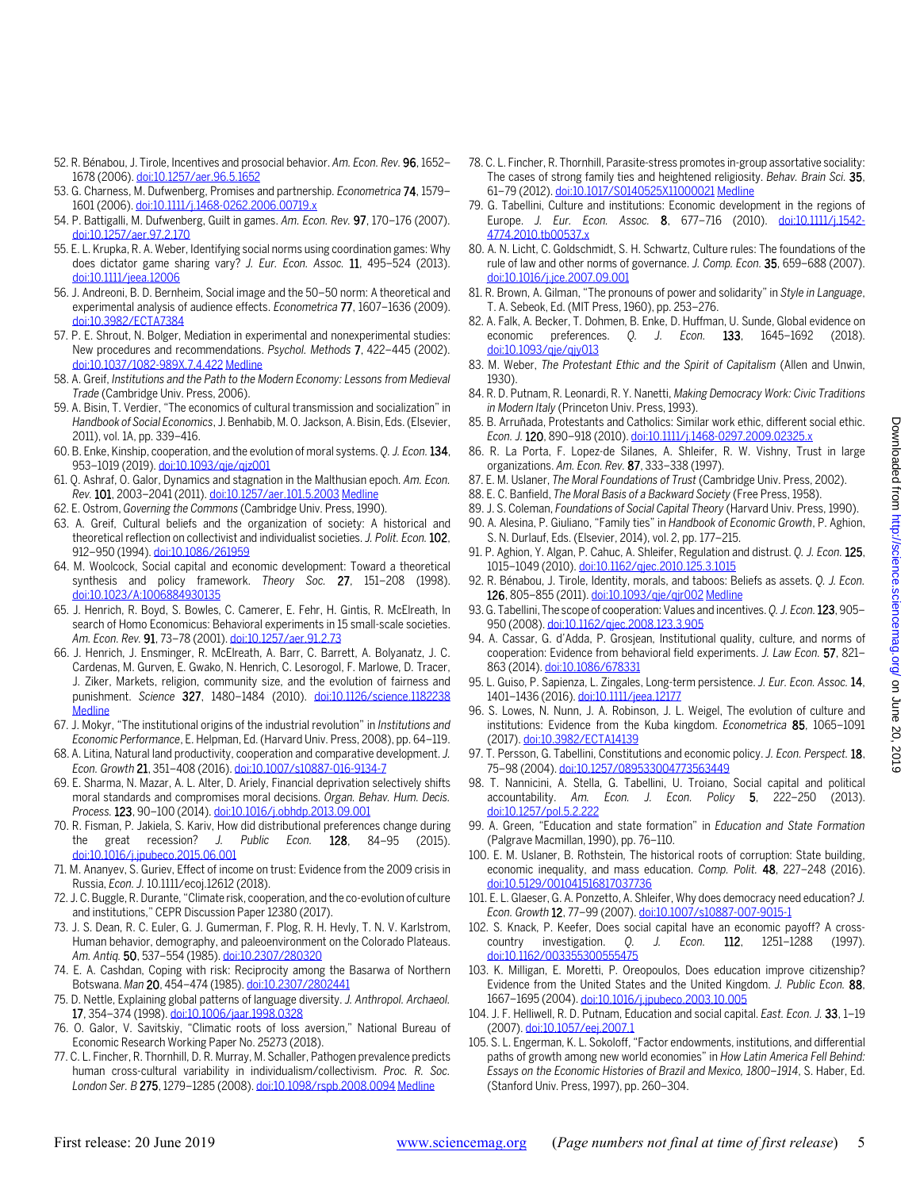52. R. Bénabou, J. Tirole, Incentives and prosocial behavior. *Am. Econ. Rev.* **96**, 1652–1678 (2006). doi:10.1257/aer.96.5.1652
53. G. Charness, M. Dufwenberg, Promises and partnership. *Econometrica* **74**, 1579–1601 (2006). doi:10.1111/j.1468-0262.2006.00719.x
54. P. Battigalli, M. Dufwenberg, Guilt in games. *Am. Econ. Rev.* **97**, 170–176 (2007). doi:10.1257/aer.97.2.170
55. E. L. Krupka, R. A. Weber, Identifying social norms using coordination games: Why does dictator game sharing vary? *J. Eur. Econ. Assoc.* **11**, 495–524 (2013). doi:10.1111/jeea.12006
56. J. Andreoni, B. D. Bernheim, Social image and the 50–50 norm: A theoretical and experimental analysis of audience effects. *Econometrica* **77**, 1607–1636 (2009). doi:10.3982/ECTA7384
57. P. E. Shrout, N. Bolger, Mediation in experimental and nonexperimental studies: New procedures and recommendations. *Psychol. Methods* **7**, 422–445 (2002). doi:10.1037/1082-989X.7.4.422 Medline
58. A. Greif, *Institutions and the Path to the Modern Economy: Lessons from Medieval Trade* (Cambridge Univ. Press, 2006).
59. A. Bisin, T. Verdier, "The economics of cultural transmission and socialization" in *Handbook of Social Economics*, J. Benhabib, M. O. Jackson, A. Bisin, Eds. (Elsevier, 2011), vol. 1A, pp. 339–416.
60. B. Enke, Kinship, cooperation, and the evolution of moral systems. *Q. J. Econ.* **134**, 953–1019 (2019). doi:10.1093/qje/qjz001
61. Q. Ashraf, O. Galor, Dynamics and stagnation in the Malthusian epoch. *Am. Econ. Rev.* **101**, 2003–2041 (2011). doi:10.1257/aer.101.5.2003 Medline
62. E. Ostrom, *Governing the Commons* (Cambridge Univ. Press, 1990).
63. A. Greif, Cultural beliefs and the organization of society: A historical and theoretical reflection on collectivist and individualist societies. *J. Polit. Econ.* **102**, 912–950 (1994). doi:10.1086/261959
64. M. Woolcock, Social capital and economic development: Toward a theoretical synthesis and policy framework. *Theory Soc.* **27**, 151–208 (1998). doi:10.1023/A:1006884930135
65. J. Henrich, R. Boyd, S. Bowles, C. Camerer, E. Fehr, H. Gintis, R. McElreath, In search of Homo Economicus: Behavioral experiments in 15 small-scale societies. *Am. Econ. Rev.* **91**, 73–78 (2001). doi:10.1257/aer.91.2.73
66. J. Henrich, J. Ensminger, R. McElreath, A. Barr, C. Barrett, A. Bolyanatz, J. C. Cardenas, M. Gurven, E. Gwako, N. Henrich, C. Lesorogol, F. Marlowe, D. Tracer, J. Ziker, Markets, religion, community size, and the evolution of fairness and punishment. *Science* **327**, 1480–1484 (2010). doi:10.1126/science.1182238 Medline
67. J. Mokyr, "The institutional origins of the industrial revolution" in *Institutions and Economic Performance*, E. Helpman, Ed. (Harvard Univ. Press, 2008), pp. 64–119.
68. A. Litina, Natural land productivity, cooperation and comparative development. *J. Econ. Growth* **21**, 351–408 (2016). doi:10.1007/s10887-016-9134-7
69. E. Sharma, N. Mazar, A. L. Alter, D. Ariely, Financial deprivation selectively shifts moral standards and compromises moral decisions. *Organ. Behav. Hum. Decis. Process.* **123**, 90–100 (2014). doi:10.1016/j.obhdp.2013.09.001
70. R. Fisman, P. Jakiela, S. Kariv, How did distributional preferences change during the great recession? *J. Public Econ.* **128**, 84–95 (2015). doi:10.1016/j.jpubeco.2015.06.001
71. M. Ananyev, S. Guriev, Effect of income on trust: Evidence from the 2009 crisis in Russia. *Econ. J.* 10.1111/ecoj.12612 (2018).
72. J. C. Buggle, R. Durante, "Climate risk, cooperation, and the co-evolution of culture and institutions," CEPR Discussion Paper 12380 (2017).
73. J. S. Dean, R. C. Euler, G. J. Gumerman, F. Plog, R. H. Hevly, T. N. V. Karlstrom, Human behavior, demography, and paleoenvironment on the Colorado Plateaus. *Am. Antiq.* **50**, 537–554 (1985). doi:10.2307/280320
74. E. A. Cashdan, Coping with risk: Reciprocity among the Basarwa of Northern Botswana. *Man* **20**, 454–474 (1985). doi:10.2307/2802441
75. D. Nettle, Explaining global patterns of language diversity. *J. Anthropol. Archaeol.* **17**, 354–374 (1998). doi:10.1006/jaar.1998.0328
76. O. Galor, V. Savitskiy, "Climatic roots of loss aversion," National Bureau of Economic Research Working Paper No. 25273 (2018).
77. C. L. Fincher, R. Thornhill, D. R. Murray, M. Schaller, Pathogen prevalence predicts human cross-cultural variability in individualism/collectivism. *Proc. R. Soc. London Ser. B* **275**, 1279–1285 (2008). doi:10.1098/rspb.2008.0094 Medline
78. C. L. Fincher, R. Thornhill, Parasite-stress promotes in-group assortative sociality: The cases of strong family ties and heightened religiosity. *Behav. Brain Sci.* **35**, 61–79 (2012). doi:10.1017/S0140525X11000021 Medline
79. G. Tabellini, Culture and institutions: Economic development in the regions of Europe. *J. Eur. Econ. Assoc.* **8**, 677–716 (2010). doi:10.1111/j.1542-4774.2010.tb00537.x
80. A. N. Licht, C. Goldschmidt, S. H. Schwartz, Culture rules: The foundations of the rule of law and other norms of governance. *J. Comp. Econ.* **35**, 659–688 (2007). doi:10.1016/j.jce.2007.09.001
81. R. Brown, A. Gilman, "The pronouns of power and solidarity" in *Style in Language*, T. A. Sebeok, Ed. (MIT Press, 1960), pp. 253–276.
82. A. Falk, A. Becker, T. Dohmen, B. Enke, D. Huffman, U. Sunde, Global evidence on economic preferences. *Q. J. Econ.* **133**, 1645–1692 (2018). doi:10.1093/qje/qjy013
83. M. Weber, *The Protestant Ethic and the Spirit of Capitalism* (Allen and Unwin, 1930).
84. R. D. Putnam, R. Leonardi, R. Y. Nanetti, *Making Democracy Work: Civic Traditions in Modern Italy* (Princeton Univ. Press, 1993).
85. B. Arruñada, Protestants and Catholics: Similar work ethic, different social ethic. *Econ. J.* **120**, 890–918 (2010). doi:10.1111/j.1468-0297.2009.02325.x
86. R. La Porta, F. Lopez-de Silanes, A. Shleifer, R. W. Vishny, Trust in large organizations. *Am. Econ. Rev.* **87**, 333–338 (1997).
87. E. M. Uslaner, *The Moral Foundations of Trust* (Cambridge Univ. Press, 2002).
88. E. C. Banfield, *The Moral Basis of a Backward Society* (Free Press, 1958).
89. J. S. Coleman, *Foundations of Social Capital Theory* (Harvard Univ. Press, 1990).
90. A. Alesina, P. Giuliano, "Family ties" in *Handbook of Economic Growth*, P. Aghion, S. N. Durlauf, Eds. (Elsevier, 2014), vol. 2, pp. 177–215.
91. P. Aghion, Y. Algan, P. Cahuc, A. Shleifer, Regulation and distrust. *Q. J. Econ.* **125**, 1015–1049 (2010). doi:10.1162/qjec.2010.125.3.1015
92. R. Bénabou, J. Tirole, Identity, morals, and taboos: Beliefs as assets. *Q. J. Econ.* **126**, 805–855 (2011). doi:10.1093/qje/qjr002 Medline
93. G. Tabellini, The scope of cooperation: Values and incentives. *Q. J. Econ.* **123**, 905–950 (2008). doi:10.1162/qjec.2008.123.3.905
94. A. Cassar, G. d'Adda, P. Grosjean, Institutional quality, culture, and norms of cooperation: Evidence from behavioral field experiments. *J. Law Econ.* **57**, 821–863 (2014). doi:10.1086/678331
95. L. Guiso, P. Sapienza, L. Zingales, Long-term persistence. *J. Eur. Econ. Assoc.* **14**, 1401–1436 (2016). doi:10.1111/jeea.12177
96. S. Lowes, N. Nunn, J. A. Robinson, J. L. Weigel, The evolution of culture and institutions: Evidence from the Kuba kingdom. *Econometrica* **85**, 1065–1091 (2017). doi:10.3982/ECTA14139
97. T. Persson, G. Tabellini, Constitutions and economic policy. *J. Econ. Perspect.* **18**, 75–98 (2004). doi:10.1257/089533004773563449
98. T. Nannicini, A. Stella, G. Tabellini, U. Troiano, Social capital and political accountability. *Am. Econ. J. Econ. Policy* **5**, 222–250 (2013). doi:10.1257/pol.5.2.222
99. A. Green, "Education and state formation" in *Education and State Formation* (Palgrave Macmillan, 1990), pp. 76–110.
100. E. M. Uslaner, B. Rothstein, The historical roots of corruption: State building, economic inequality, and mass education. *Comp. Polit.* **48**, 227–248 (2016). doi:10.5129/001041516817037736
101. E. L. Glaeser, G. A. Ponzetto, A. Shleifer, Why does democracy need education? *J. Econ. Growth* **12**, 77–99 (2007). doi:10.1007/s10887-007-9015-1
102. S. Knack, P. Keefer, Does social capital have an economic payoff? A cross-country investigation. *Q. J. Econ.* **112**, 1251–1288 (1997). doi:10.1162/003355300555475
103. K. Milligan, E. Moretti, P. Oreopoulos, Does education improve citizenship? Evidence from the United States and the United Kingdom. *J. Public Econ.* **88**, 1667–1695 (2004). doi:10.1016/j.jpubeco.2003.10.005
104. J. F. Helliwell, R. D. Putnam, Education and social capital. *East. Econ. J.* **33**, 1–19 (2007). doi:10.1057/eej.2007.1
105. S. L. Engerman, K. L. Sokoloff, "Factor endowments, institutions, and differential paths of growth among new world economies" in *How Latin America Fell Behind: Essays on the Economic Histories of Brazil and Mexico, 1800–1914*, S. Haber, Ed. (Stanford Univ. Press, 1997), pp. 260–304.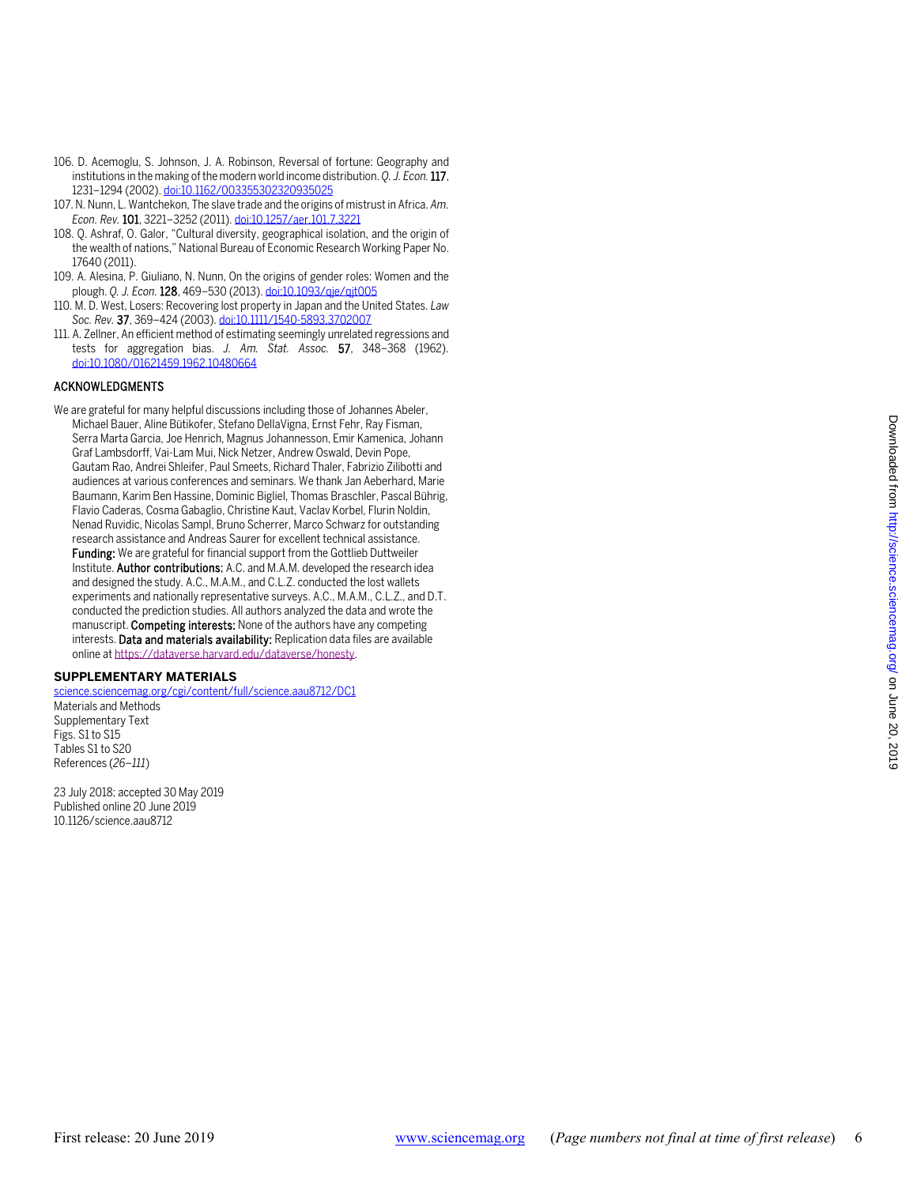106. D. Acemoglu, S. Johnson, J. A. Robinson, Reversal of fortune: Geography and institutions in the making of the modern world income distribution. *Q. J. Econ.* **117**, 1231–1294 (2002). doi:10.1162/003355302320935025
107. N. Nunn, L. Wantchekon, The slave trade and the origins of mistrust in Africa. *Am. Econ. Rev.* **101**, 3221–3252 (2011). doi:10.1257/aer.101.7.3221
108. Q. Ashraf, O. Galor, "Cultural diversity, geographical isolation, and the origin of the wealth of nations," National Bureau of Economic Research Working Paper No. 17640 (2011).
109. A. Alesina, P. Giuliano, N. Nunn, On the origins of gender roles: Women and the plough. *Q. J. Econ.* **128**, 469–530 (2013). doi:10.1093/qje/qjt005
110. M. D. West, Losers: Recovering lost property in Japan and the United States. *Law Soc. Rev.* **37**, 369–424 (2003). doi:10.1111/1540-5893.3702007
111. A. Zellner, An efficient method of estimating seemingly unrelated regressions and tests for aggregation bias. *J. Am. Stat. Assoc.* **57**, 348–368 (1962). doi:10.1080/01621459.1962.10480664

## ACKNOWLEDGMENTS

We are grateful for many helpful discussions including those of Johannes Abeler, Michael Bauer, Aline Bütikofer, Stefano DellaVigna, Ernst Fehr, Ray Fisman, Serra Marta Garcia, Joe Henrich, Magnus Johannesson, Emir Kamenica, Johann Graf Lambsdorff, Vai-Lam Mui, Nick Netzer, Andrew Oswald, Devin Pope, Gautam Rao, Andrei Shleifer, Paul Smeets, Richard Thaler, Fabrizio Zilibotti and audiences at various conferences and seminars. We thank Jan Aeberhard, Marie Baumann, Karim Ben Hassine, Dominic Bigliel, Thomas Braschler, Pascal Bührig, Flavio Caderas, Cosma Gabaglio, Christine Kaut, Vaclav Korbel, Flurin Noldin, Nenad Ruvidic, Nicolas Sampl, Bruno Scherrer, Marco Schwarz for outstanding research assistance and Andreas Saurer for excellent technical assistance. **Funding:** We are grateful for financial support from the Gottlieb Duttweiler Institute. **Author contributions:** A.C. and M.A.M. developed the research idea and designed the study. A.C., M.A.M., and C.L.Z. conducted the lost wallets experiments and nationally representative surveys. A.C., M.A.M., C.L.Z., and D.T. conducted the prediction studies. All authors analyzed the data and wrote the manuscript. **Competing interests:** None of the authors have any competing interests. **Data and materials availability:** Replication data files are available online at https://dataverse.harvard.edu/dataverse/honesty.

## SUPPLEMENTARY MATERIALS

science.sciencemag.org/cgi/content/full/science.aau8712/DC1
Materials and Methods
Supplementary Text
Figs. S1 to S15
Tables S1 to S20
References (*26*–*111*)

23 July 2018; accepted 30 May 2019
Published online 20 June 2019
10.1126/science.aau8712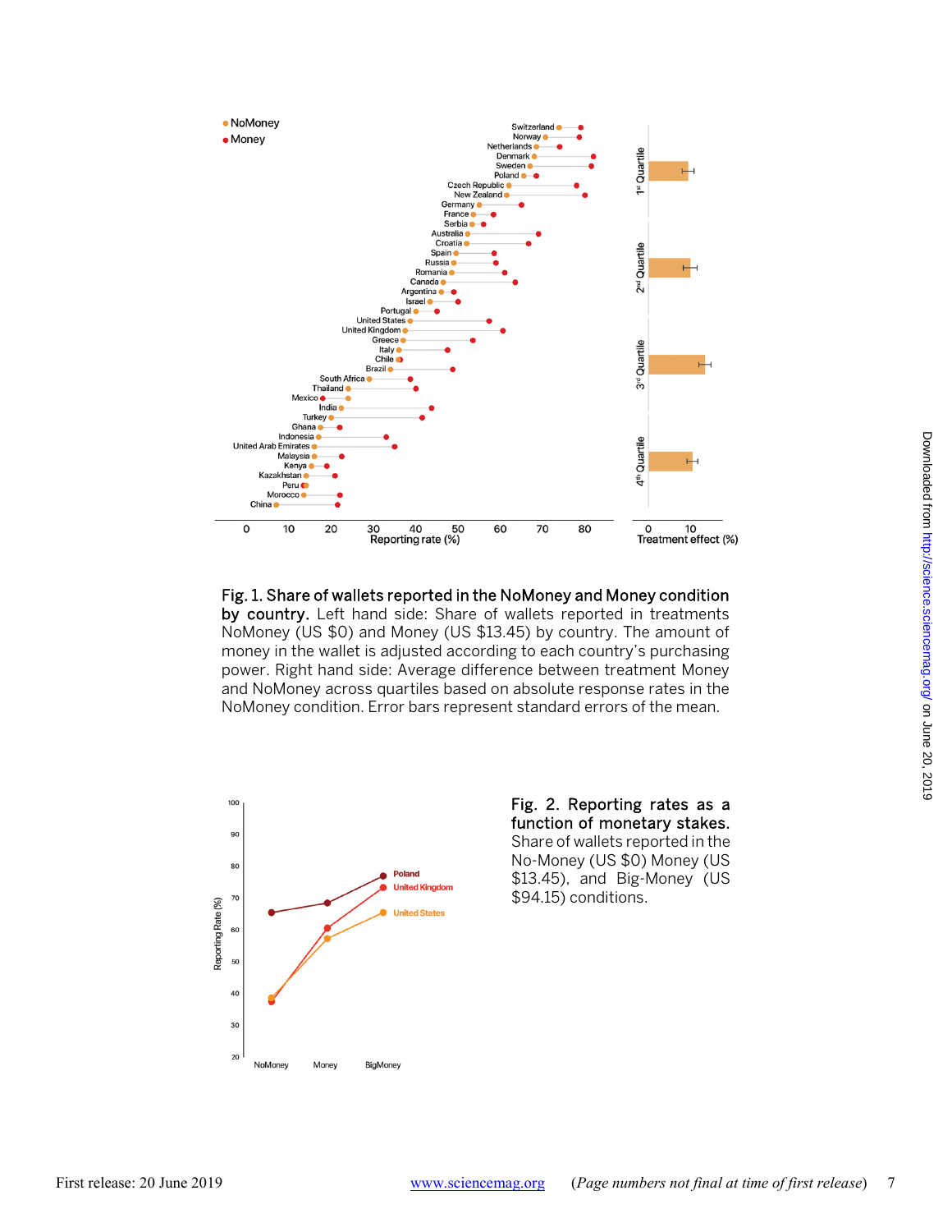**Fig. 1. Share of wallets reported in the NoMoney and Money condition by country.** Left hand side: Share of wallets reported in treatments NoMoney (US $0) and Money (US $13.45) by country. The amount of money in the wallet is adjusted according to each country's purchasing power. Right hand side: Average difference between treatment Money and NoMoney across quartiles based on absolute response rates in the NoMoney condition. Error bars represent standard errors of the mean.

**Fig. 2. Reporting rates as a function of monetary stakes.** Share of wallets reported in the No-Money (US $0) Money (US $13.45), and Big-Money (US $94.15) conditions.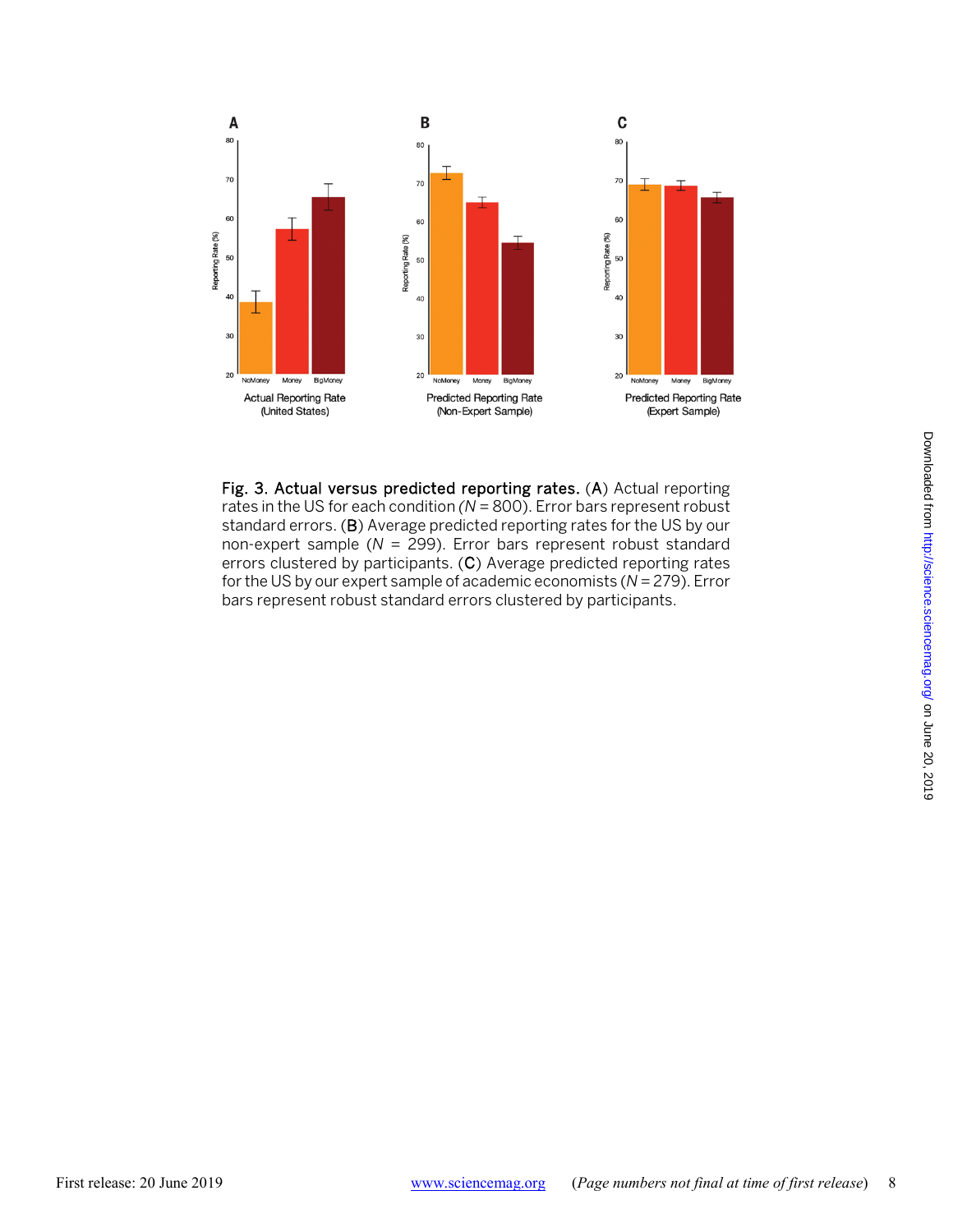**Fig. 3. Actual versus predicted reporting rates.** (**A**) Actual reporting rates in the US for each condition (*N* = 800). Error bars represent robust standard errors. (**B**) Average predicted reporting rates for the US by our non-expert sample (*N* = 299). Error bars represent robust standard errors clustered by participants. (**C**) Average predicted reporting rates for the US by our expert sample of academic economists (*N* = 279). Error bars represent robust standard errors clustered by participants.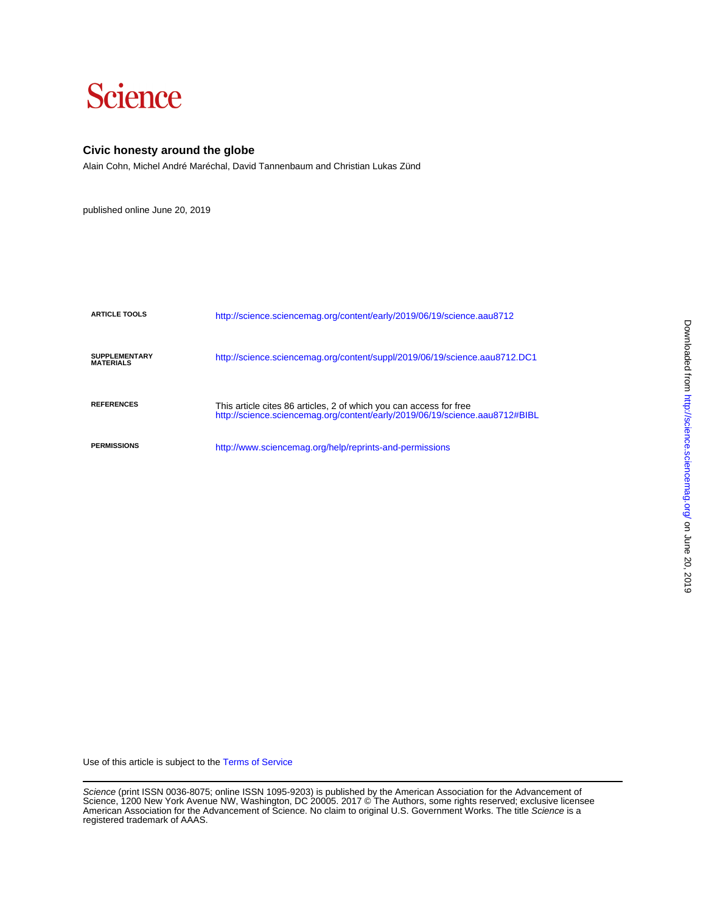# Science

## Civic honesty around the globe

Alain Cohn, Michel André Maréchal, David Tannenbaum and Christian Lukas Zünd

published online June 20, 2019

| | |
|---|---|
| **ARTICLE TOOLS** | http://science.sciencemag.org/content/early/2019/06/19/science.aau8712 |
| **SUPPLEMENTARY MATERIALS** | http://science.sciencemag.org/content/suppl/2019/06/19/science.aau8712.DC1 |
| **REFERENCES** | This article cites 86 articles, 2 of which you can access for free http://science.sciencemag.org/content/early/2019/06/19/science.aau8712#BIBL |
| **PERMISSIONS** | http://www.sciencemag.org/help/reprints-and-permissions |

Use of this article is subject to the Terms of Service

*Science* (print ISSN 0036-8075; online ISSN 1095-9203) is published by the American Association for the Advancement of Science, 1200 New York Avenue NW, Washington, DC 20005. 2017 © The Authors, some rights reserved; exclusive licensee American Association for the Advancement of Science. No claim to original U.S. Government Works. The title *Science* is a registered trademark of AAAS.